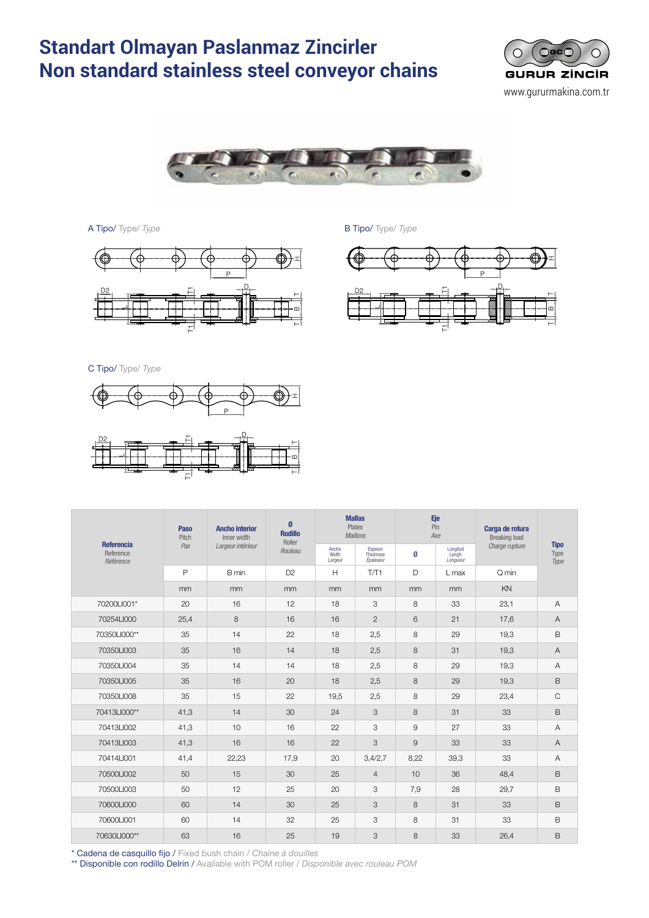# Standart Olmayan Paslanmaz Zincirler
# Non standard stainless steel conveyor chains

GURUR ZİNCİR

www.gururmakina.com.tr

A Tipo/ Type/ *Type*

B Tipo/ Type/ *Type*

C Tipo/ Type/ *Type*

| **Referencia** Reference *Référence* | **Paso** Pitch *Pas* | **Ancho interior** Inner width *Largeur intérieur* | **Ø Rodillo** Roller *Rouleau* | **Mallas** Plates *Maillons* | | **Eje** Pin *Axe* | | **Carga de rotura** Breaking load *Charge rupture* | **Tipo** Type *Type* |
|---|---|---|---|---|---|---|---|---|---|
| | | | | Ancho Width *Largeur* | Espesor Thickness *Epaisseur* | Ø | Longitud Lengh *Longueur* | | |
| | P | B min | D2 | H | T/T1 | D | L max | Q min | |
| | mm | mm | mm | mm | mm | mm | mm | KN | |
| 70200LI001* | 20 | 16 | 12 | 18 | 3 | 8 | 33 | 23,1 | A |
| 70254LI000 | 25,4 | 8 | 16 | 16 | 2 | 6 | 21 | 17,6 | A |
| 70350LI000** | 35 | 14 | 22 | 18 | 2,5 | 8 | 29 | 19,3 | B |
| 70350LI003 | 35 | 16 | 14 | 18 | 2,5 | 8 | 31 | 19,3 | A |
| 70350LI004 | 35 | 14 | 14 | 18 | 2,5 | 8 | 29 | 19,3 | A |
| 70350LI005 | 35 | 16 | 20 | 18 | 2,5 | 8 | 29 | 19,3 | B |
| 70350LI008 | 35 | 15 | 22 | 19,5 | 2,5 | 8 | 29 | 23,4 | C |
| 70413LI000** | 41,3 | 14 | 30 | 24 | 3 | 8 | 31 | 33 | B |
| 70413LI002 | 41,3 | 10 | 16 | 22 | 3 | 9 | 27 | 33 | A |
| 70413LI003 | 41,3 | 16 | 16 | 22 | 3 | 9 | 33 | 33 | A |
| 70414LI001 | 41,4 | 22,23 | 17,9 | 20 | 3,4/2,7 | 8,22 | 39,3 | 33 | A |
| 70500LI002 | 50 | 15 | 30 | 25 | 4 | 10 | 36 | 48,4 | B |
| 70500LI003 | 50 | 12 | 25 | 20 | 3 | 7,9 | 28 | 29,7 | B |
| 70600LI000 | 60 | 14 | 30 | 25 | 3 | 8 | 31 | 33 | B |
| 70600LI001 | 60 | 14 | 32 | 25 | 3 | 8 | 31 | 33 | B |
| 70630LI000** | 63 | 16 | 25 | 19 | 3 | 8 | 33 | 26,4 | B |

\* Cadena de casquillo fijo / Fixed bush chain / *Chaîne à douilles*

\** Disponible con rodillo Delrin / Available with POM roller / *Disponible avec rouleau POM*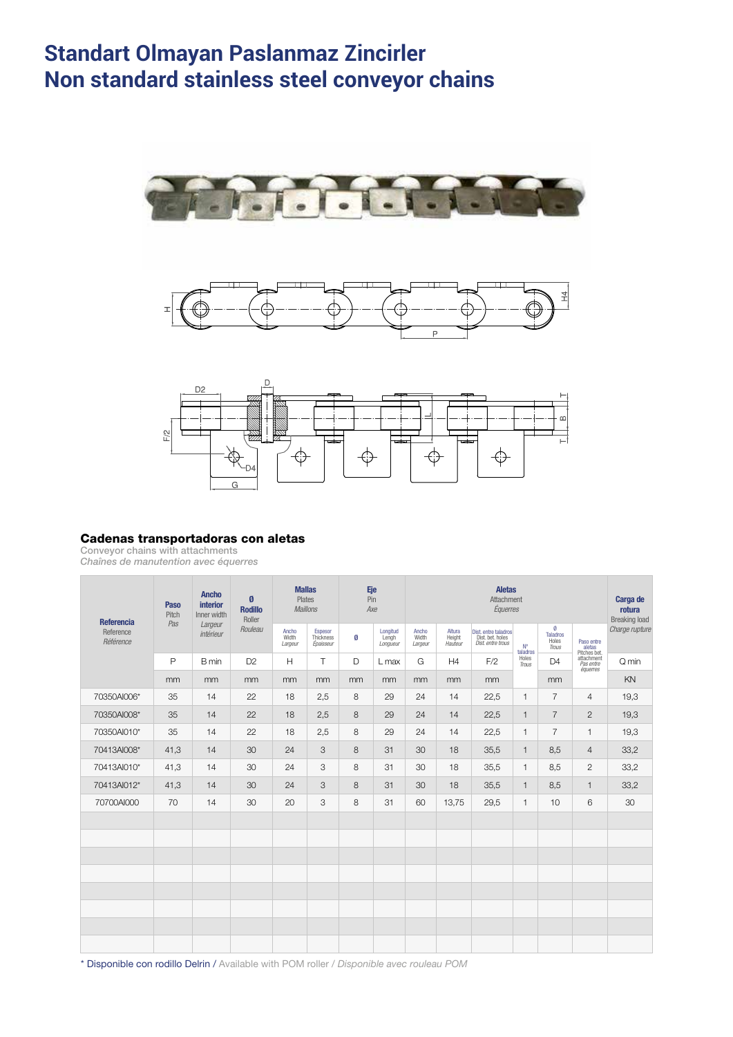# Standart Olmayan Paslanmaz Zincirler
# Non standard stainless steel conveyor chains

### Cadenas transportadoras con aletas

Conveyor chains with attachments

*Chaînes de manutention avec équerres*

| **Referencia** Reference *Référence* | **Paso** Pitch *Pas* | **Ancho interior** Inner width *Largeur intérieur* | **Ø Rodillo** Roller *Rouleau* | **Mallas** Plates *Maillons* | | **Eje** Pin *Axe* | | **Aletas** Attachment *Équerres* | | | | | | **Carga de rotura** Breaking load *Charge rupture* |
|---|---|---|---|---|---|---|---|---|---|---|---|---|---|---|
| | | | | Ancho Width *Largeur* | Espesor Thickness *Épaisseur* | Ø | Longitud Lengh *Longueur* | Ancho Width *Largeur* | Altura Height *Hauteur* | Dist. entre taladros Dist. bet. holes *Dist. entre trous* | Nº taladros Holes *Trous* | Ø Taladros Holes *Trous* | Paso entre aletas Pitches bet. attachment *Pas entre équerres* | |
| | P | B min | D2 | H | T | D | L max | G | H4 | F/2 | | D4 | | Q min |
| | mm | mm | mm | mm | mm | mm | mm | mm | mm | mm | | mm | | KN |
| 70350AI006* | 35 | 14 | 22 | 18 | 2,5 | 8 | 29 | 24 | 14 | 22,5 | 1 | 7 | 4 | 19,3 |
| 70350AI008* | 35 | 14 | 22 | 18 | 2,5 | 8 | 29 | 24 | 14 | 22,5 | 1 | 7 | 2 | 19,3 |
| 70350AI010* | 35 | 14 | 22 | 18 | 2,5 | 8 | 29 | 24 | 14 | 22,5 | 1 | 7 | 1 | 19,3 |
| 70413AI008* | 41,3 | 14 | 30 | 24 | 3 | 8 | 31 | 30 | 18 | 35,5 | 1 | 8,5 | 4 | 33,2 |
| 70413AI010* | 41,3 | 14 | 30 | 24 | 3 | 8 | 31 | 30 | 18 | 35,5 | 1 | 8,5 | 2 | 33,2 |
| 70413AI012* | 41,3 | 14 | 30 | 24 | 3 | 8 | 31 | 30 | 18 | 35,5 | 1 | 8,5 | 1 | 33,2 |
| 70700AI000 | 70 | 14 | 30 | 20 | 3 | 8 | 31 | 60 | 13,75 | 29,5 | 1 | 10 | 6 | 30 |

\* Disponible con rodillo Delrin / Available with POM roller / *Disponible avec rouleau POM*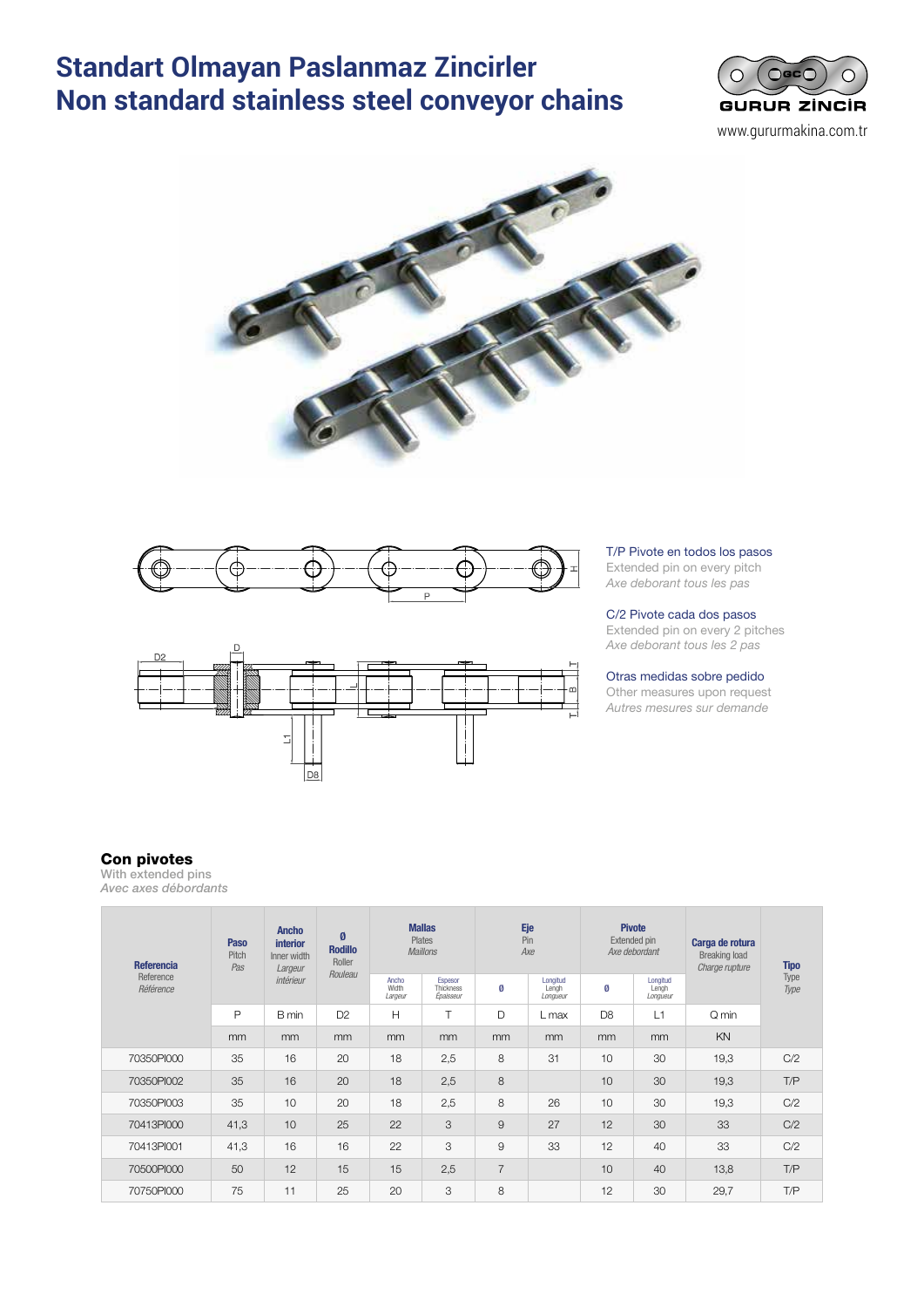# Standart Olmayan Paslanmaz Zincirler
# Non standard stainless steel conveyor chains

GURUR ZİNCİR

www.gururmakina.com.tr

T/P Pivote en todos los pasos
Extended pin on every pitch
*Axe deborant tous les pas*

C/2 Pivote cada dos pasos
Extended pin on every 2 pitches
*Axe deborant tous les 2 pas*

Otras medidas sobre pedido
Other measures upon request
*Autres mesures sur demande*

### Con pivotes
With extended pins
*Avec axes débordants*

| **Referencia** Reference *Référence* | **Paso** Pitch *Pas* | **Ancho interior** Inner width *Largeur intérieur* | **Ø Rodillo** Roller *Rouleau* | **Mallas** Plates *Maillons* | | **Eje** Pin *Axe* | | **Pivote** Extended pin *Axe debordant* | | **Carga de rotura** Breaking load *Charge rupture* | **Tipo** Type *Type* |
|---|---|---|---|---|---|---|---|---|---|---|---|
| | | | | Ancho Width *Largeur* | Espesor Thickness *Épaisseur* | Ø | Longitud Lengh *Longueur* | Ø | Longitud Lengh *Longueur* | | |
| | P | B min | D2 | H | T | D | L max | D8 | L1 | Q min | |
| | mm | mm | mm | mm | mm | mm | mm | mm | mm | KN | |
| 70350PI000 | 35 | 16 | 20 | 18 | 2,5 | 8 | 31 | 10 | 30 | 19,3 | C/2 |
| 70350PI002 | 35 | 16 | 20 | 18 | 2,5 | 8 | | 10 | 30 | 19,3 | T/P |
| 70350PI003 | 35 | 10 | 20 | 18 | 2,5 | 8 | 26 | 10 | 30 | 19,3 | C/2 |
| 70413PI000 | 41,3 | 10 | 25 | 22 | 3 | 9 | 27 | 12 | 30 | 33 | C/2 |
| 70413PI001 | 41,3 | 16 | 16 | 22 | 3 | 9 | 33 | 12 | 40 | 33 | C/2 |
| 70500PI000 | 50 | 12 | 15 | 15 | 2,5 | 7 | | 10 | 40 | 13,8 | T/P |
| 70750PI000 | 75 | 11 | 25 | 20 | 3 | 8 | | 12 | 30 | 29,7 | T/P |